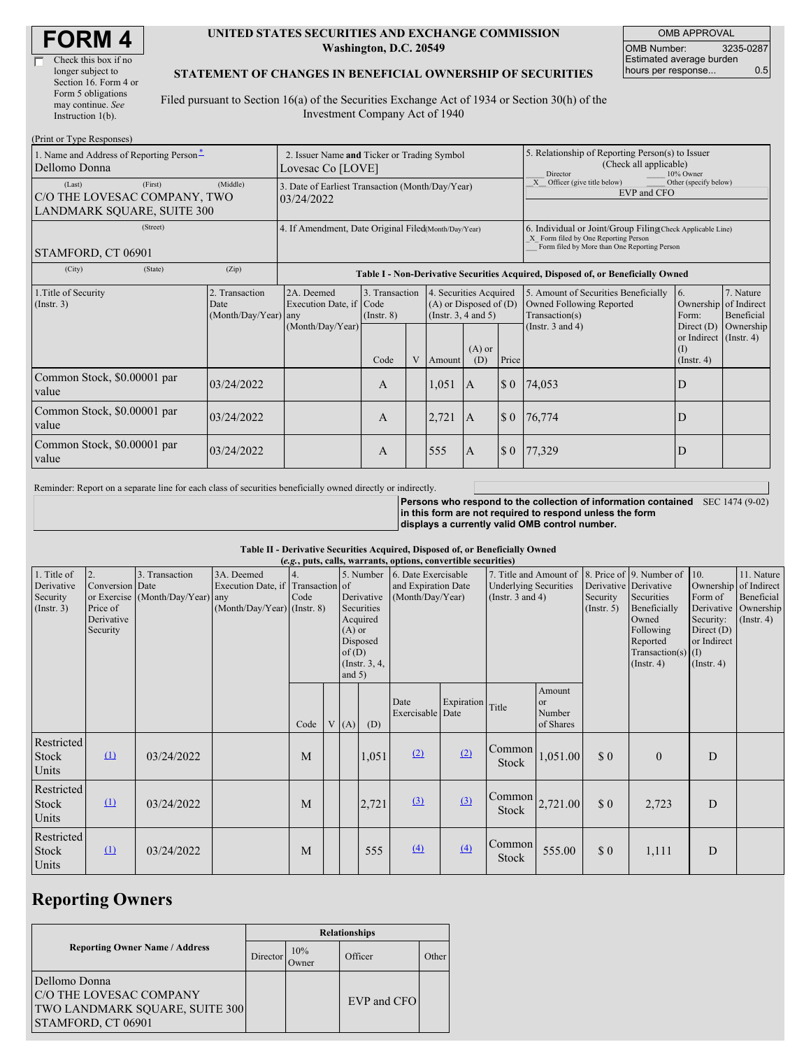# FORM 4

☐ Check this box if no longer subject to Section 16. Form 4 or Form 5 obligations may continue. *See* Instruction 1(b).

**UNITED STATES SECURITIES AND EXCHANGE COMMISSION**
**Washington, D.C. 20549**

**STATEMENT OF CHANGES IN BENEFICIAL OWNERSHIP OF SECURITIES**

Filed pursuant to Section 16(a) of the Securities Exchange Act of 1934 or Section 30(h) of the Investment Company Act of 1940

| OMB APPROVAL | |
|---|---|
| OMB Number: | 3235-0287 |
| Estimated average burden hours per response... | 0.5 |

(Print or Type Responses)

| 1. Name and Address of Reporting Person* | 2. Issuer Name and Ticker or Trading Symbol | 5. Relationship of Reporting Person(s) to Issuer (Check all applicable) |
|---|---|---|
| Dellomo Donna | Lovesac Co [LOVE] | ___ Director ___ 10% Owner |
| (Last) (First) (Middle) C/O THE LOVESAC COMPANY, TWO LANDMARK SQUARE, SUITE 300 | 3. Date of Earliest Transaction (Month/Day/Year) 03/24/2022 | _X_ Officer (give title below) ___ Other (specify below) EVP and CFO |
| (Street) STAMFORD, CT 06901 | 4. If Amendment, Date Original Filed (Month/Day/Year) | 6. Individual or Joint/Group Filing (Check Applicable Line) _X_ Form filed by One Reporting Person ___ Form filed by More than One Reporting Person |
| (City) (State) (Zip) | | |

**Table I - Non-Derivative Securities Acquired, Disposed of, or Beneficially Owned**

| 1.Title of Security (Instr. 3) | 2. Transaction Date (Month/Day/Year) | 2A. Deemed Execution Date, if any (Month/Day/Year) | 3. Transaction Code (Instr. 8) | | 4. Securities Acquired (A) or Disposed of (D) (Instr. 3, 4 and 5) | | | 5. Amount of Securities Beneficially Owned Following Reported Transaction(s) (Instr. 3 and 4) | 6. Ownership Form: Direct (D) or Indirect (I) (Instr. 4) | 7. Nature of Indirect Beneficial Ownership (Instr. 4) |
|---|---|---|---|---|---|---|---|---|---|---|
| | | | Code | V | Amount | (A) or (D) | Price | | | |
| Common Stock, $0.00001 par value | 03/24/2022 | | A | | 1,051 | A | $ 0 | 74,053 | D | |
| Common Stock, $0.00001 par value | 03/24/2022 | | A | | 2,721 | A | $ 0 | 76,774 | D | |
| Common Stock, $0.00001 par value | 03/24/2022 | | A | | 555 | A | $ 0 | 77,329 | D | |

Reminder: Report on a separate line for each class of securities beneficially owned directly or indirectly.

**Persons who respond to the collection of information contained in this form are not required to respond unless the form displays a currently valid OMB control number.** SEC 1474 (9-02)

**Table II - Derivative Securities Acquired, Disposed of, or Beneficially Owned**
**(*e.g.*, puts, calls, warrants, options, convertible securities)**

| 1. Title of Derivative Security (Instr. 3) | 2. Conversion or Exercise Price of Derivative Security | 3. Transaction Date (Month/Day/Year) | 3A. Deemed Execution Date, if any (Month/Day/Year) | 4. Transaction Code (Instr. 8) | | 5. Number of Derivative Securities Acquired (A) or Disposed of (D) (Instr. 3, 4, and 5) | | 6. Date Exercisable and Expiration Date (Month/Day/Year) | | 7. Title and Amount of Underlying Securities (Instr. 3 and 4) | | 8. Price of Derivative Security (Instr. 5) | 9. Number of Derivative Securities Beneficially Owned Following Reported Transaction(s) (Instr. 4) | 10. Ownership Form of Derivative Security: Direct (D) or Indirect (I) (Instr. 4) | 11. Nature of Indirect Beneficial Ownership (Instr. 4) |
|---|---|---|---|---|---|---|---|---|---|---|---|---|---|---|---|
| | | | | Code | V | (A) | (D) | Date Exercisable | Expiration Date | Title | Amount or Number of Shares | | | | |
| Restricted Stock Units | (1) | 03/24/2022 | | M | | | 1,051 | (2) | (2) | Common Stock | 1,051.00 | $ 0 | 0 | D | |
| Restricted Stock Units | (1) | 03/24/2022 | | M | | | 2,721 | (3) | (3) | Common Stock | 2,721.00 | $ 0 | 2,723 | D | |
| Restricted Stock Units | (1) | 03/24/2022 | | M | | | 555 | (4) | (4) | Common Stock | 555.00 | $ 0 | 1,111 | D | |

## Reporting Owners

| Reporting Owner Name / Address | Relationships | | | |
|---|---|---|---|---|
| | Director | 10% Owner | Officer | Other |
| Dellomo Donna C/O THE LOVESAC COMPANY TWO LANDMARK SQUARE, SUITE 300 STAMFORD, CT 06901 | | | EVP and CFO | |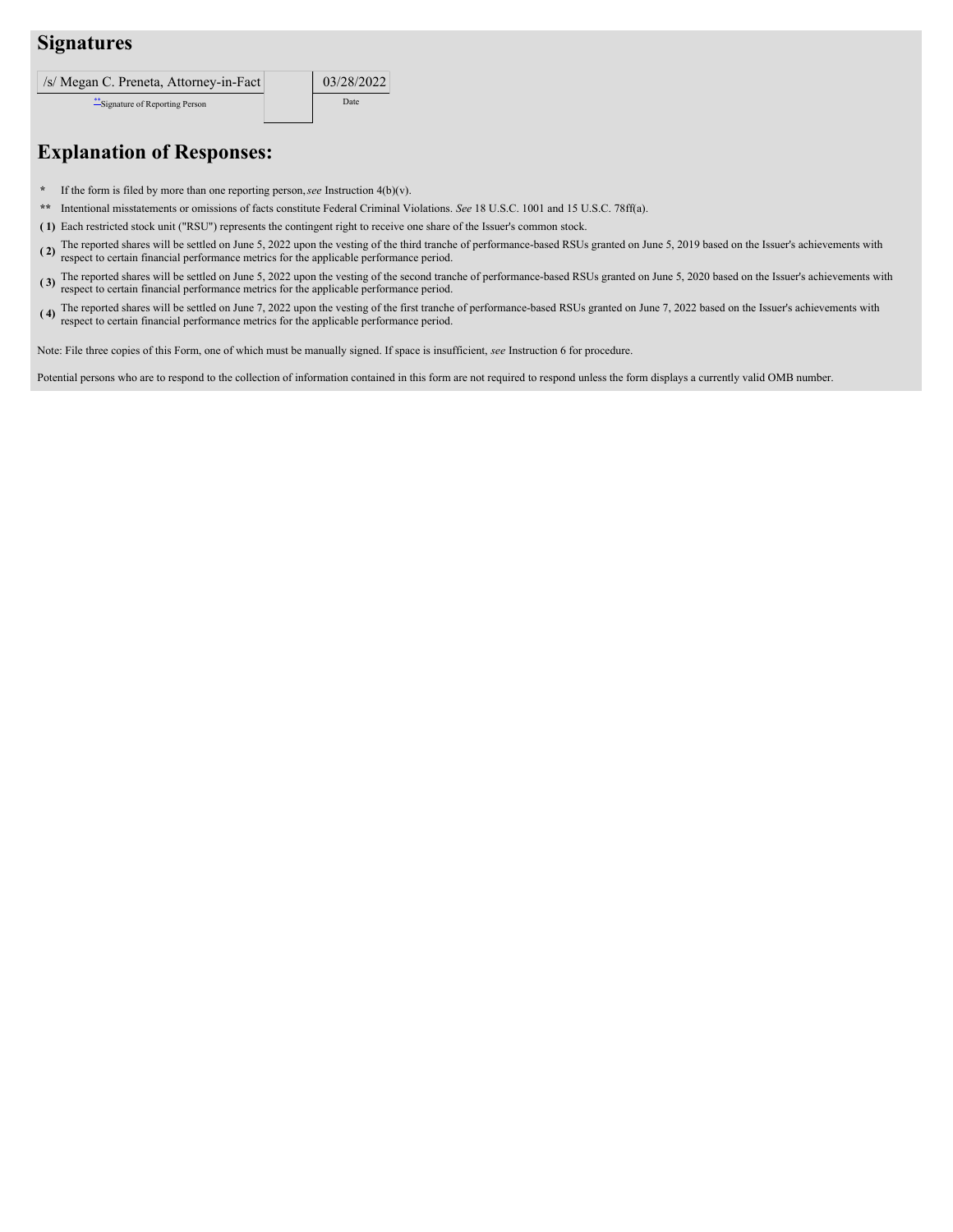## Signatures

| | | |
|---|---|---|
| /s/ Megan C. Preneta, Attorney-in-Fact | | 03/28/2022 |
| **Signature of Reporting Person | | Date |

## Explanation of Responses:

\* If the form is filed by more than one reporting person, *see* Instruction 4(b)(v).

\*\* Intentional misstatements or omissions of facts constitute Federal Criminal Violations. *See* 18 U.S.C. 1001 and 15 U.S.C. 78ff(a).

**( 1)** Each restricted stock unit ("RSU") represents the contingent right to receive one share of the Issuer's common stock.

**( 2)** The reported shares will be settled on June 5, 2022 upon the vesting of the third tranche of performance-based RSUs granted on June 5, 2019 based on the Issuer's achievements with respect to certain financial performance metrics for the applicable performance period.

**( 3)** The reported shares will be settled on June 5, 2022 upon the vesting of the second tranche of performance-based RSUs granted on June 5, 2020 based on the Issuer's achievements with respect to certain financial performance metrics for the applicable performance period.

**( 4)** The reported shares will be settled on June 7, 2022 upon the vesting of the first tranche of performance-based RSUs granted on June 7, 2022 based on the Issuer's achievements with respect to certain financial performance metrics for the applicable performance period.

Note: File three copies of this Form, one of which must be manually signed. If space is insufficient, *see* Instruction 6 for procedure.

Potential persons who are to respond to the collection of information contained in this form are not required to respond unless the form displays a currently valid OMB number.